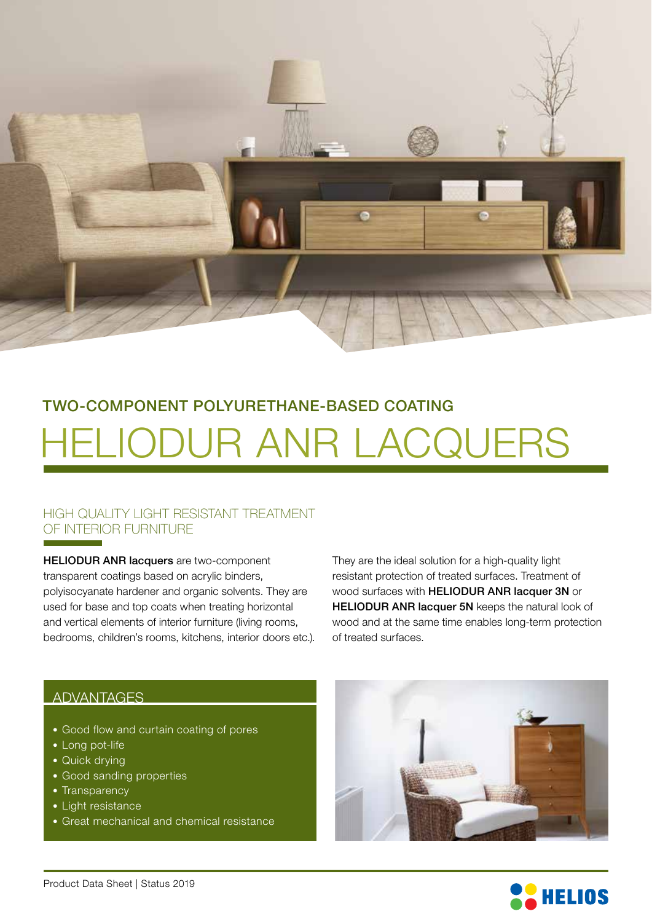TWO-COMPONENT POLYURETHANE-BASED COATING

# HELIODUR ANR LACQUERS

## HIGH QUALITY LIGHT RESISTANT TREATMENT OF INTERIOR FURNITURE

**HELIODUR ANR lacquers** are two-component transparent coatings based on acrylic binders, polyisocyanate hardener and organic solvents. They are used for base and top coats when treating horizontal and vertical elements of interior furniture (living rooms, bedrooms, children's rooms, kitchens, interior doors etc.).

They are the ideal solution for a high-quality light resistant protection of treated surfaces. Treatment of wood surfaces with **HELIODUR ANR lacquer 3N** or **HELIODUR ANR lacquer 5N** keeps the natural look of wood and at the same time enables long-term protection of treated surfaces.

## ADVANTAGES

- Good flow and curtain coating of pores
- Long pot-life
- Quick drying
- Good sanding properties
- Transparency
- Light resistance
- Great mechanical and chemical resistance

Product Data Sheet | Status 2019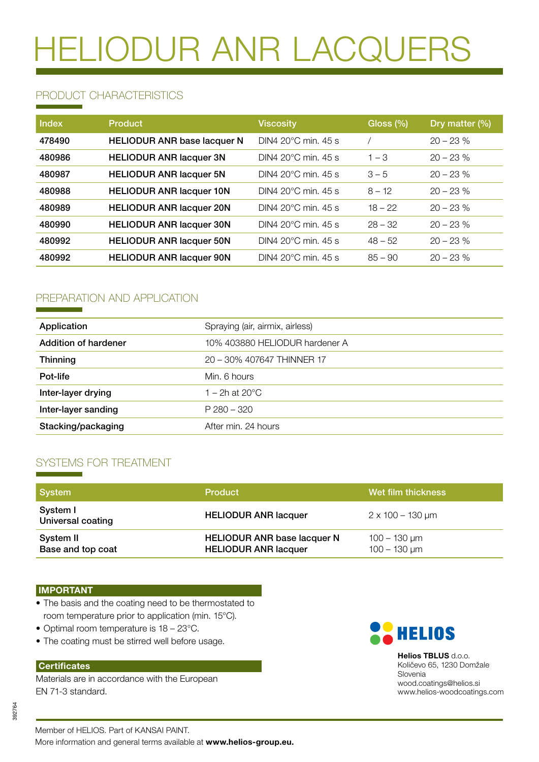# HELIODUR ANR LACQUERS

## PRODUCT CHARACTERISTICS

| Index | Product | Viscosity | Gloss (%) | Dry matter (%) |
|---|---|---|---|---|
| **478490** | **HELIODUR ANR base lacquer N** | DIN4 20°C min. 45 s | / | 20 – 23 % |
| **480986** | **HELIODUR ANR lacquer 3N** | DIN4 20°C min. 45 s | 1 – 3 | 20 – 23 % |
| **480987** | **HELIODUR ANR lacquer 5N** | DIN4 20°C min. 45 s | 3 – 5 | 20 – 23 % |
| **480988** | **HELIODUR ANR lacquer 10N** | DIN4 20°C min. 45 s | 8 – 12 | 20 – 23 % |
| **480989** | **HELIODUR ANR lacquer 20N** | DIN4 20°C min. 45 s | 18 – 22 | 20 – 23 % |
| **480990** | **HELIODUR ANR lacquer 30N** | DIN4 20°C min. 45 s | 28 – 32 | 20 – 23 % |
| **480992** | **HELIODUR ANR lacquer 50N** | DIN4 20°C min. 45 s | 48 – 52 | 20 – 23 % |
| **480992** | **HELIODUR ANR lacquer 90N** | DIN4 20°C min. 45 s | 85 – 90 | 20 – 23 % |

## PREPARATION AND APPLICATION

| | |
|---|---|
| **Application** | Spraying (air, airmix, airless) |
| **Addition of hardener** | 10% 403880 HELIODUR hardener A |
| **Thinning** | 20 – 30% 407647 THINNER 17 |
| **Pot-life** | Min. 6 hours |
| **Inter-layer drying** | 1 – 2h at 20°C |
| **Inter-layer sanding** | P 280 – 320 |
| **Stacking/packaging** | After min. 24 hours |

## SYSTEMS FOR TREATMENT

| System | Product | Wet film thickness |
|---|---|---|
| **System I** <br> **Universal coating** | **HELIODUR ANR lacquer** | 2 x 100 – 130 μm |
| **System II** <br> **Base and top coat** | **HELIODUR ANR base lacquer N** <br> **HELIODUR ANR lacquer** | 100 – 130 μm <br> 100 – 130 μm |

**IMPORTANT**

- The basis and the coating need to be thermostated to room temperature prior to application (min. 15°C).
- Optimal room temperature is 18 – 23°C.
- The coating must be stirred well before usage.

**Certificates**

Materials are in accordance with the European EN 71-3 standard.

HELIOS

**Helios TBLUS** d.o.o.
Količevo 65, 1230 Domžale
Slovenia
wood.coatings@helios.si
www.helios-woodcoatings.com

392764

Member of HELIOS. Part of KANSAI PAINT.
More information and general terms available at **www.helios-group.eu.**